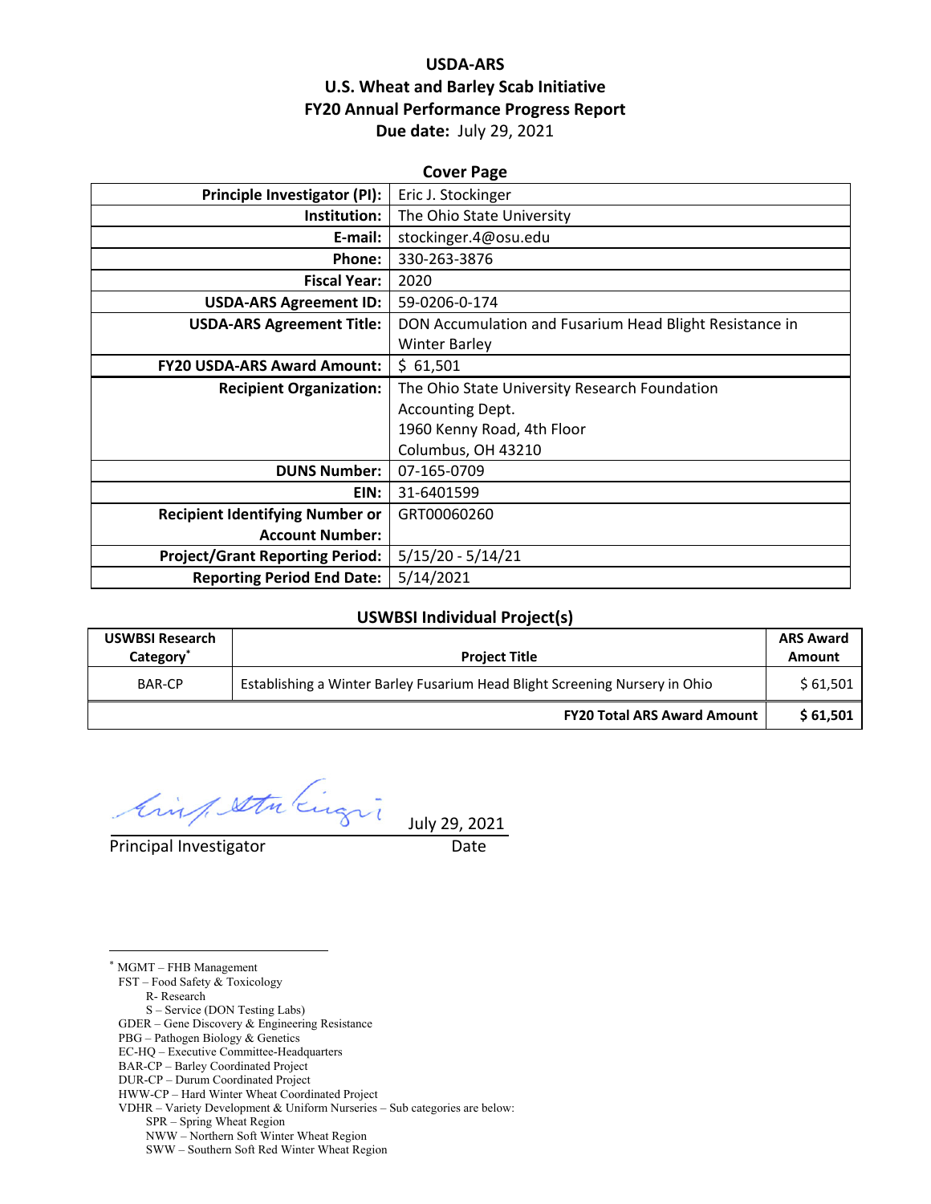# USDA-ARS
## U.S. Wheat and Barley Scab Initiative
## FY20 Annual Performance Progress Report
**Due date:** July 29, 2021

**Cover Page**

| | |
|---:|---|
| **Principle Investigator (PI):** | Eric J. Stockinger |
| **Institution:** | The Ohio State University |
| **E-mail:** | stockinger.4@osu.edu |
| **Phone:** | 330-263-3876 |
| **Fiscal Year:** | 2020 |
| **USDA-ARS Agreement ID:** | 59-0206-0-174 |
| **USDA-ARS Agreement Title:** | DON Accumulation and Fusarium Head Blight Resistance in Winter Barley |
| **FY20 USDA-ARS Award Amount:** | $ 61,501 |
| **Recipient Organization:** | The Ohio State University Research Foundation<br>Accounting Dept.<br>1960 Kenny Road, 4th Floor<br>Columbus, OH 43210 |
| **DUNS Number:** | 07-165-0709 |
| **EIN:** | 31-6401599 |
| **Recipient Identifying Number or Account Number:** | GRT00060260 |
| **Project/Grant Reporting Period:** | 5/15/20 - 5/14/21 |
| **Reporting Period End Date:** | 5/14/2021 |

**USWBSI Individual Project(s)**

| USWBSI Research Category* | Project Title | ARS Award Amount |
|---|---|---|
| BAR-CP | Establishing a Winter Barley Fusarium Head Blight Screening Nursery in Ohio | $ 61,501 |
| | **FY20 Total ARS Award Amount** | **$ 61,501** |

Principal Investigator _______________ Date: July 29, 2021

---

* MGMT – FHB Management
FST – Food Safety & Toxicology
 R- Research
 S – Service (DON Testing Labs)
GDER – Gene Discovery & Engineering Resistance
PBG – Pathogen Biology & Genetics
EC-HQ – Executive Committee-Headquarters
BAR-CP – Barley Coordinated Project
DUR-CP – Durum Coordinated Project
HWW-CP – Hard Winter Wheat Coordinated Project
VDHR – Variety Development & Uniform Nurseries – Sub categories are below:
 SPR – Spring Wheat Region
 NWW – Northern Soft Winter Wheat Region
 SWW – Southern Soft Red Winter Wheat Region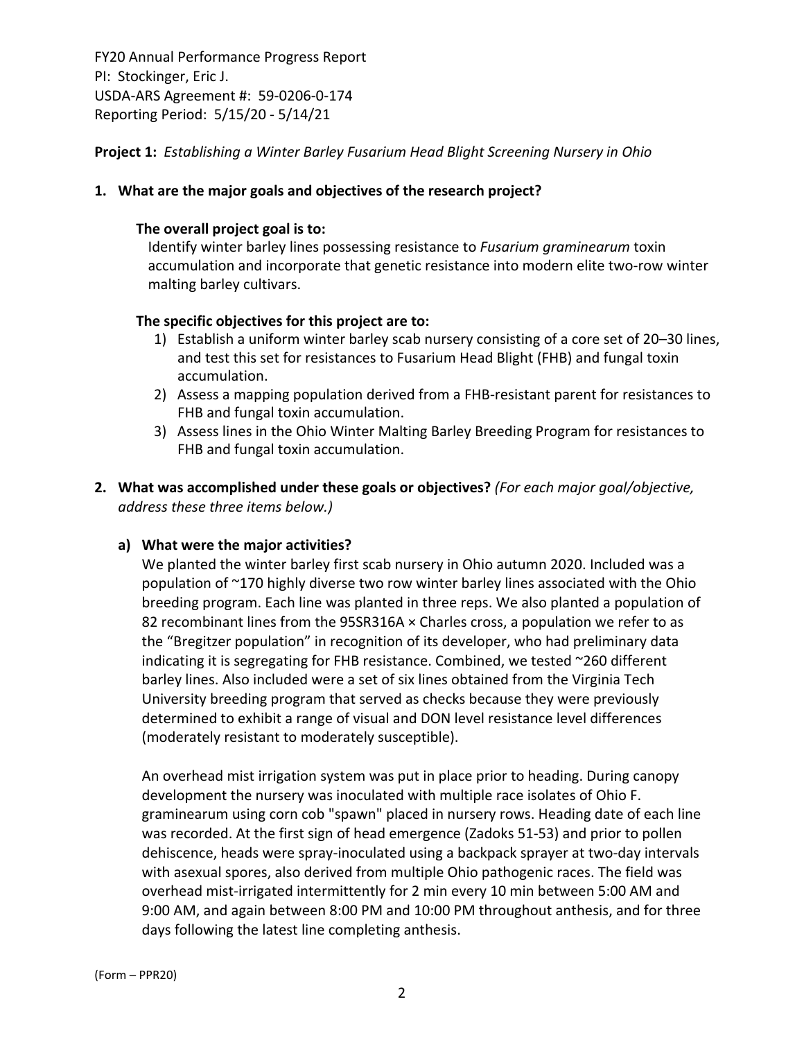FY20 Annual Performance Progress Report
PI: Stockinger, Eric J.
USDA-ARS Agreement #: 59-0206-0-174
Reporting Period: 5/15/20 - 5/14/21

**Project 1:** *Establishing a Winter Barley Fusarium Head Blight Screening Nursery in Ohio*

**1. What are the major goals and objectives of the research project?**

**The overall project goal is to:**

Identify winter barley lines possessing resistance to *Fusarium graminearum* toxin accumulation and incorporate that genetic resistance into modern elite two-row winter malting barley cultivars.

**The specific objectives for this project are to:**

1) Establish a uniform winter barley scab nursery consisting of a core set of 20–30 lines, and test this set for resistances to Fusarium Head Blight (FHB) and fungal toxin accumulation.
2) Assess a mapping population derived from a FHB-resistant parent for resistances to FHB and fungal toxin accumulation.
3) Assess lines in the Ohio Winter Malting Barley Breeding Program for resistances to FHB and fungal toxin accumulation.

**2. What was accomplished under these goals or objectives?** *(For each major goal/objective, address these three items below.)*

**a) What were the major activities?**

We planted the winter barley first scab nursery in Ohio autumn 2020. Included was a population of ~170 highly diverse two row winter barley lines associated with the Ohio breeding program. Each line was planted in three reps. We also planted a population of 82 recombinant lines from the 95SR316A × Charles cross, a population we refer to as the "Bregitzer population" in recognition of its developer, who had preliminary data indicating it is segregating for FHB resistance. Combined, we tested ~260 different barley lines. Also included were a set of six lines obtained from the Virginia Tech University breeding program that served as checks because they were previously determined to exhibit a range of visual and DON level resistance level differences (moderately resistant to moderately susceptible).

An overhead mist irrigation system was put in place prior to heading. During canopy development the nursery was inoculated with multiple race isolates of Ohio F. graminearum using corn cob "spawn" placed in nursery rows. Heading date of each line was recorded. At the first sign of head emergence (Zadoks 51-53) and prior to pollen dehiscence, heads were spray-inoculated using a backpack sprayer at two-day intervals with asexual spores, also derived from multiple Ohio pathogenic races. The field was overhead mist-irrigated intermittently for 2 min every 10 min between 5:00 AM and 9:00 AM, and again between 8:00 PM and 10:00 PM throughout anthesis, and for three days following the latest line completing anthesis.

(Form – PPR20)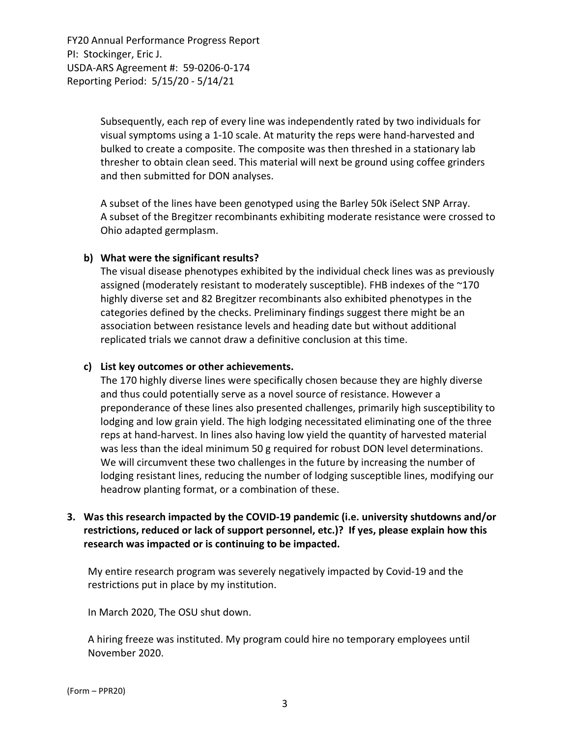Subsequently, each rep of every line was independently rated by two individuals for visual symptoms using a 1-10 scale. At maturity the reps were hand-harvested and bulked to create a composite. The composite was then threshed in a stationary lab thresher to obtain clean seed. This material will next be ground using coffee grinders and then submitted for DON analyses.

A subset of the lines have been genotyped using the Barley 50k iSelect SNP Array. A subset of the Bregitzer recombinants exhibiting moderate resistance were crossed to Ohio adapted germplasm.

**b) What were the significant results?**

The visual disease phenotypes exhibited by the individual check lines was as previously assigned (moderately resistant to moderately susceptible). FHB indexes of the ~170 highly diverse set and 82 Bregitzer recombinants also exhibited phenotypes in the categories defined by the checks. Preliminary findings suggest there might be an association between resistance levels and heading date but without additional replicated trials we cannot draw a definitive conclusion at this time.

**c) List key outcomes or other achievements.**

The 170 highly diverse lines were specifically chosen because they are highly diverse and thus could potentially serve as a novel source of resistance. However a preponderance of these lines also presented challenges, primarily high susceptibility to lodging and low grain yield. The high lodging necessitated eliminating one of the three reps at hand-harvest. In lines also having low yield the quantity of harvested material was less than the ideal minimum 50 g required for robust DON level determinations. We will circumvent these two challenges in the future by increasing the number of lodging resistant lines, reducing the number of lodging susceptible lines, modifying our headrow planting format, or a combination of these.

**3. Was this research impacted by the COVID-19 pandemic (i.e. university shutdowns and/or restrictions, reduced or lack of support personnel, etc.)? If yes, please explain how this research was impacted or is continuing to be impacted.**

My entire research program was severely negatively impacted by Covid-19 and the restrictions put in place by my institution.

In March 2020, The OSU shut down.

A hiring freeze was instituted. My program could hire no temporary employees until November 2020.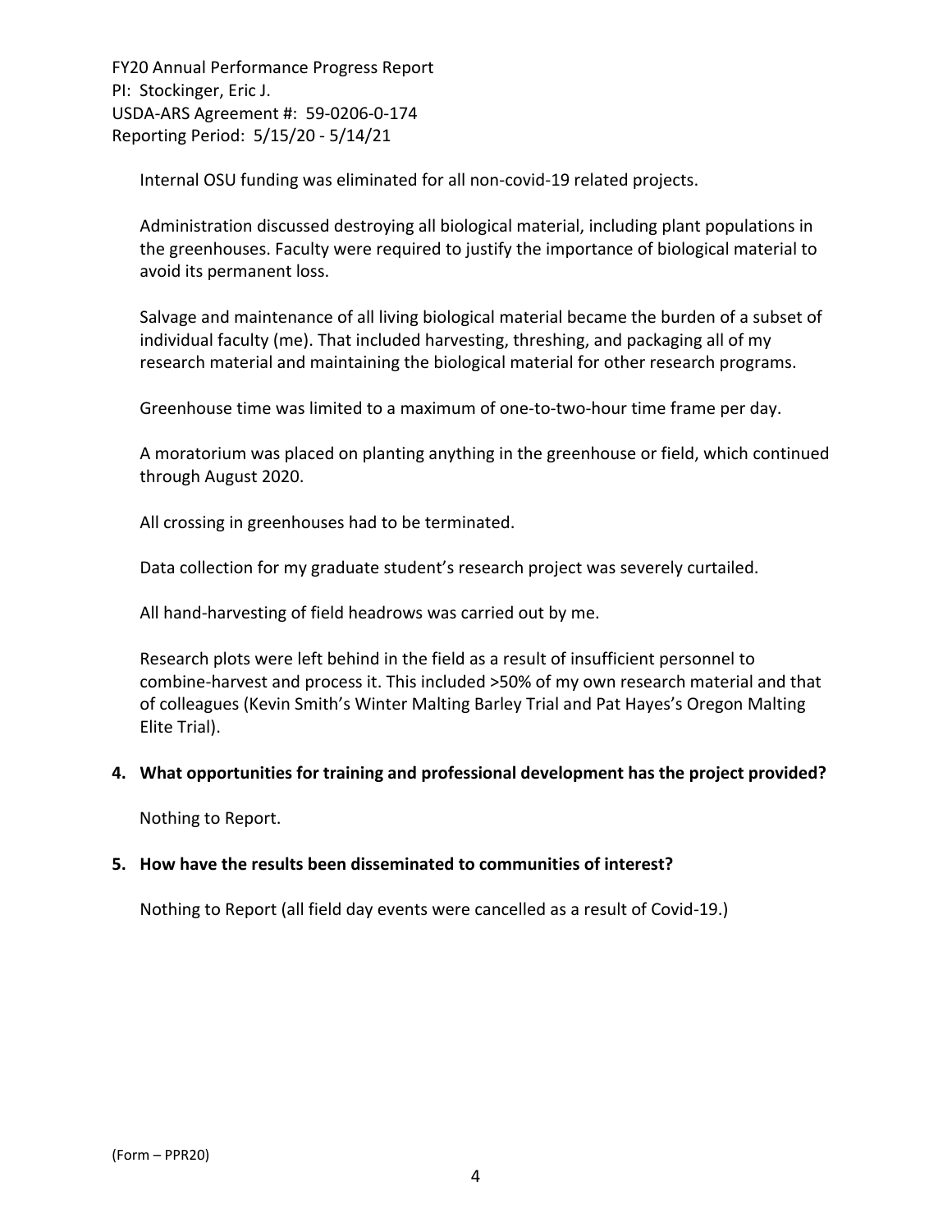Internal OSU funding was eliminated for all non-covid-19 related projects.

Administration discussed destroying all biological material, including plant populations in the greenhouses. Faculty were required to justify the importance of biological material to avoid its permanent loss.

Salvage and maintenance of all living biological material became the burden of a subset of individual faculty (me). That included harvesting, threshing, and packaging all of my research material and maintaining the biological material for other research programs.

Greenhouse time was limited to a maximum of one-to-two-hour time frame per day.

A moratorium was placed on planting anything in the greenhouse or field, which continued through August 2020.

All crossing in greenhouses had to be terminated.

Data collection for my graduate student's research project was severely curtailed.

All hand-harvesting of field headrows was carried out by me.

Research plots were left behind in the field as a result of insufficient personnel to combine-harvest and process it. This included >50% of my own research material and that of colleagues (Kevin Smith's Winter Malting Barley Trial and Pat Hayes's Oregon Malting Elite Trial).

**4. What opportunities for training and professional development has the project provided?**

Nothing to Report.

**5. How have the results been disseminated to communities of interest?**

Nothing to Report (all field day events were cancelled as a result of Covid-19.)

(Form – PPR20)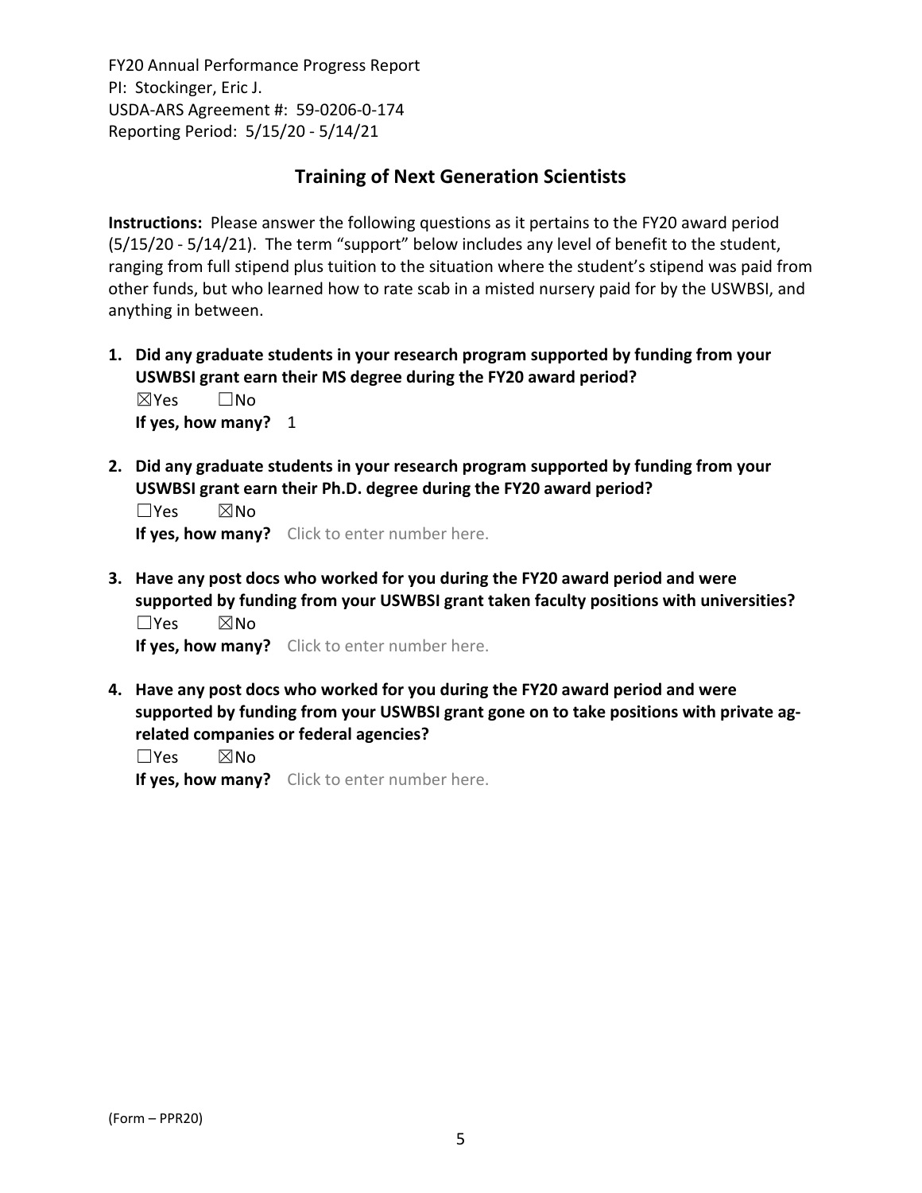FY20 Annual Performance Progress Report
PI: Stockinger, Eric J.
USDA-ARS Agreement #: 59-0206-0-174
Reporting Period: 5/15/20 - 5/14/21

## Training of Next Generation Scientists

**Instructions:** Please answer the following questions as it pertains to the FY20 award period (5/15/20 - 5/14/21). The term "support" below includes any level of benefit to the student, ranging from full stipend plus tuition to the situation where the student's stipend was paid from other funds, but who learned how to rate scab in a misted nursery paid for by the USWBSI, and anything in between.

1. **Did any graduate students in your research program supported by funding from your USWBSI grant earn their MS degree during the FY20 award period?**
   ☒Yes ☐No
   **If yes, how many?** 1

2. **Did any graduate students in your research program supported by funding from your USWBSI grant earn their Ph.D. degree during the FY20 award period?**
   ☐Yes ☒No
   **If yes, how many?** Click to enter number here.

3. **Have any post docs who worked for you during the FY20 award period and were supported by funding from your USWBSI grant taken faculty positions with universities?**
   ☐Yes ☒No
   **If yes, how many?** Click to enter number here.

4. **Have any post docs who worked for you during the FY20 award period and were supported by funding from your USWBSI grant gone on to take positions with private ag-related companies or federal agencies?**
   ☐Yes ☒No
   **If yes, how many?** Click to enter number here.

(Form – PPR20)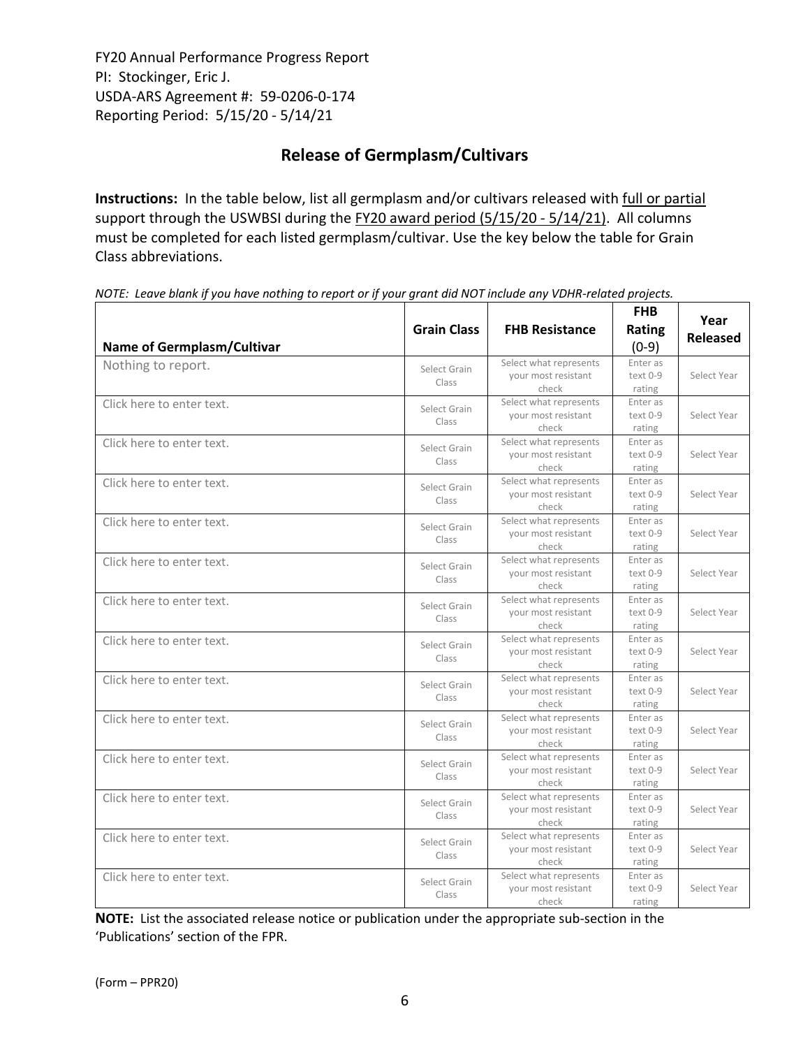FY20 Annual Performance Progress Report
PI: Stockinger, Eric J.
USDA-ARS Agreement #: 59-0206-0-174
Reporting Period: 5/15/20 - 5/14/21

## Release of Germplasm/Cultivars

**Instructions:** In the table below, list all germplasm and/or cultivars released with full or partial support through the USWBSI during the FY20 award period (5/15/20 - 5/14/21). All columns must be completed for each listed germplasm/cultivar. Use the key below the table for Grain Class abbreviations.

*NOTE: Leave blank if you have nothing to report or if your grant did NOT include any VDHR-related projects.*

| Name of Germplasm/Cultivar | Grain Class | FHB Resistance | FHB Rating (0-9) | Year Released |
|---|---|---|---|---|
| Nothing to report. | Select Grain Class | Select what represents your most resistant check | Enter as text 0-9 rating | Select Year |
| Click here to enter text. | Select Grain Class | Select what represents your most resistant check | Enter as text 0-9 rating | Select Year |
| Click here to enter text. | Select Grain Class | Select what represents your most resistant check | Enter as text 0-9 rating | Select Year |
| Click here to enter text. | Select Grain Class | Select what represents your most resistant check | Enter as text 0-9 rating | Select Year |
| Click here to enter text. | Select Grain Class | Select what represents your most resistant check | Enter as text 0-9 rating | Select Year |
| Click here to enter text. | Select Grain Class | Select what represents your most resistant check | Enter as text 0-9 rating | Select Year |
| Click here to enter text. | Select Grain Class | Select what represents your most resistant check | Enter as text 0-9 rating | Select Year |
| Click here to enter text. | Select Grain Class | Select what represents your most resistant check | Enter as text 0-9 rating | Select Year |
| Click here to enter text. | Select Grain Class | Select what represents your most resistant check | Enter as text 0-9 rating | Select Year |
| Click here to enter text. | Select Grain Class | Select what represents your most resistant check | Enter as text 0-9 rating | Select Year |
| Click here to enter text. | Select Grain Class | Select what represents your most resistant check | Enter as text 0-9 rating | Select Year |
| Click here to enter text. | Select Grain Class | Select what represents your most resistant check | Enter as text 0-9 rating | Select Year |
| Click here to enter text. | Select Grain Class | Select what represents your most resistant check | Enter as text 0-9 rating | Select Year |
| Click here to enter text. | Select Grain Class | Select what represents your most resistant check | Enter as text 0-9 rating | Select Year |

**NOTE:** List the associated release notice or publication under the appropriate sub-section in the 'Publications' section of the FPR.

(Form – PPR20)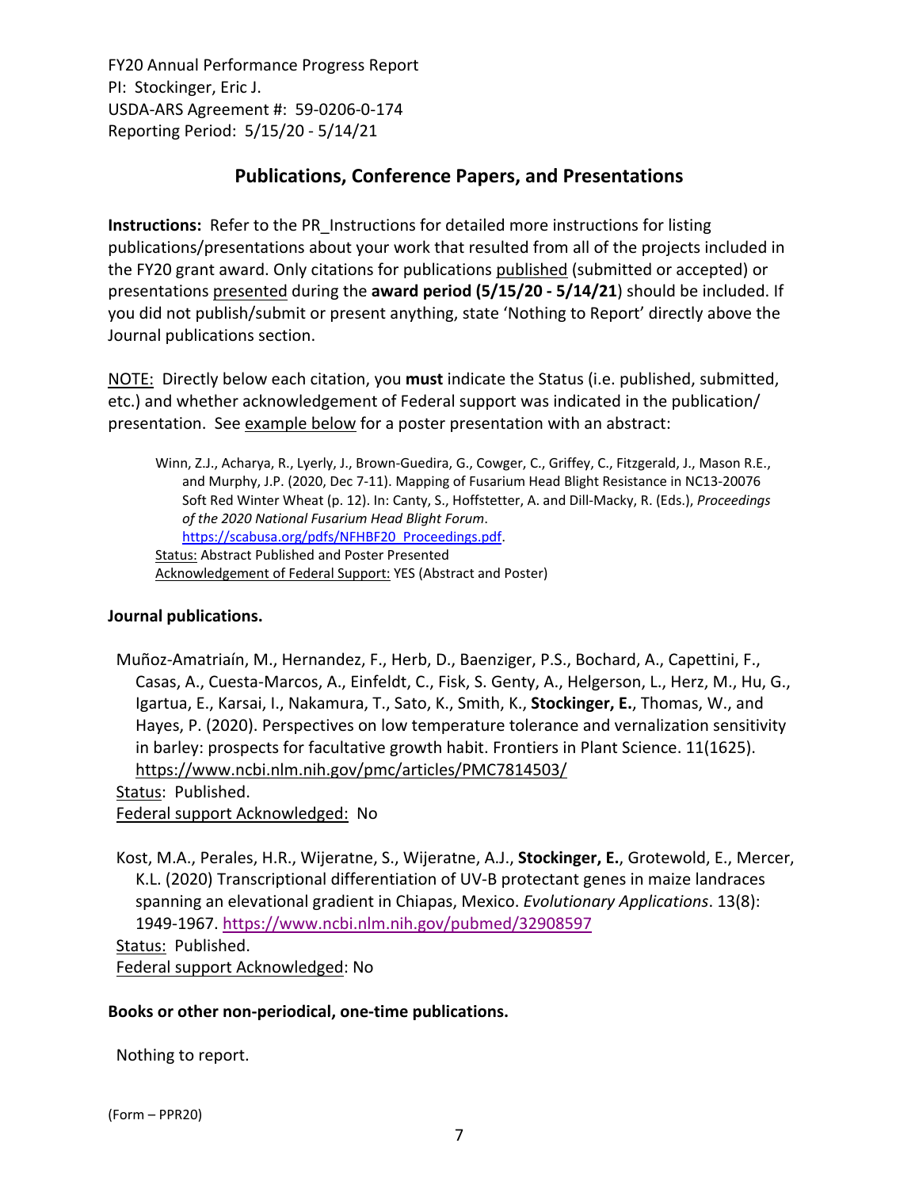FY20 Annual Performance Progress Report
PI: Stockinger, Eric J.
USDA-ARS Agreement #: 59-0206-0-174
Reporting Period: 5/15/20 - 5/14/21

## Publications, Conference Papers, and Presentations

**Instructions:** Refer to the PR_Instructions for detailed more instructions for listing publications/presentations about your work that resulted from all of the projects included in the FY20 grant award. Only citations for publications published (submitted or accepted) or presentations presented during the **award period (5/15/20 - 5/14/21)** should be included. If you did not publish/submit or present anything, state 'Nothing to Report' directly above the Journal publications section.

NOTE: Directly below each citation, you **must** indicate the Status (i.e. published, submitted, etc.) and whether acknowledgement of Federal support was indicated in the publication/ presentation. See example below for a poster presentation with an abstract:

> Winn, Z.J., Acharya, R., Lyerly, J., Brown-Guedira, G., Cowger, C., Griffey, C., Fitzgerald, J., Mason R.E., and Murphy, J.P. (2020, Dec 7-11). Mapping of Fusarium Head Blight Resistance in NC13-20076 Soft Red Winter Wheat (p. 12). In: Canty, S., Hoffstetter, A. and Dill-Macky, R. (Eds.), *Proceedings of the 2020 National Fusarium Head Blight Forum*. https://scabusa.org/pdfs/NFHBF20_Proceedings.pdf.
> Status: Abstract Published and Poster Presented
> Acknowledgement of Federal Support: YES (Abstract and Poster)

**Journal publications.**

Muñoz-Amatriaín, M., Hernandez, F., Herb, D., Baenziger, P.S., Bochard, A., Capettini, F., Casas, A., Cuesta-Marcos, A., Einfeldt, C., Fisk, S. Genty, A., Helgerson, L., Herz, M., Hu, G., Igartua, E., Karsai, I., Nakamura, T., Sato, K., Smith, K., **Stockinger, E.**, Thomas, W., and Hayes, P. (2020). Perspectives on low temperature tolerance and vernalization sensitivity in barley: prospects for facultative growth habit. Frontiers in Plant Science. 11(1625). https://www.ncbi.nlm.nih.gov/pmc/articles/PMC7814503/
Status: Published.
Federal support Acknowledged: No

Kost, M.A., Perales, H.R., Wijeratne, S., Wijeratne, A.J., **Stockinger, E.**, Grotewold, E., Mercer, K.L. (2020) Transcriptional differentiation of UV-B protectant genes in maize landraces spanning an elevational gradient in Chiapas, Mexico. *Evolutionary Applications*. 13(8): 1949-1967. https://www.ncbi.nlm.nih.gov/pubmed/32908597
Status: Published.
Federal support Acknowledged: No

**Books or other non-periodical, one-time publications.**

Nothing to report.

(Form – PPR20)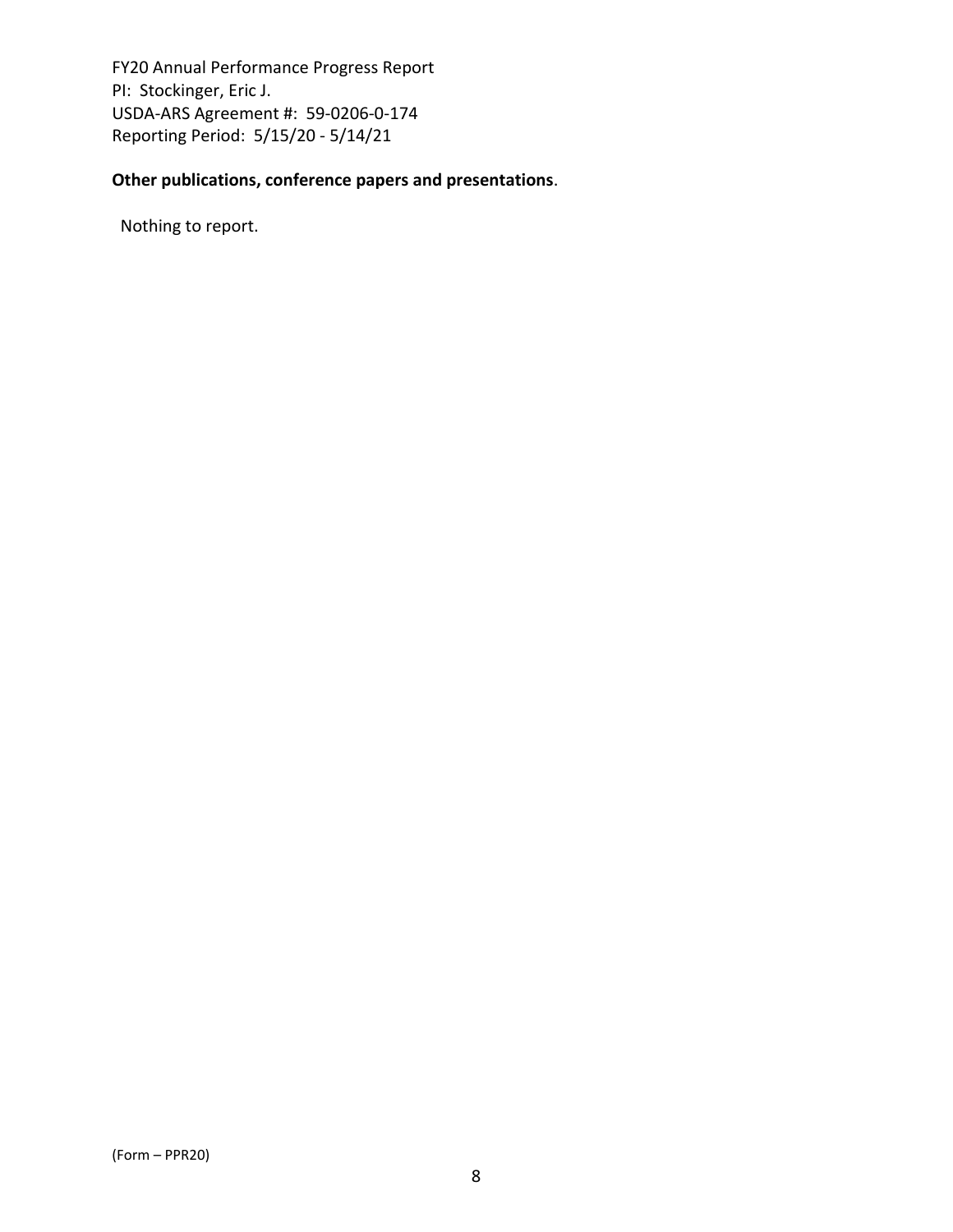**Other publications, conference papers and presentations**.

Nothing to report.